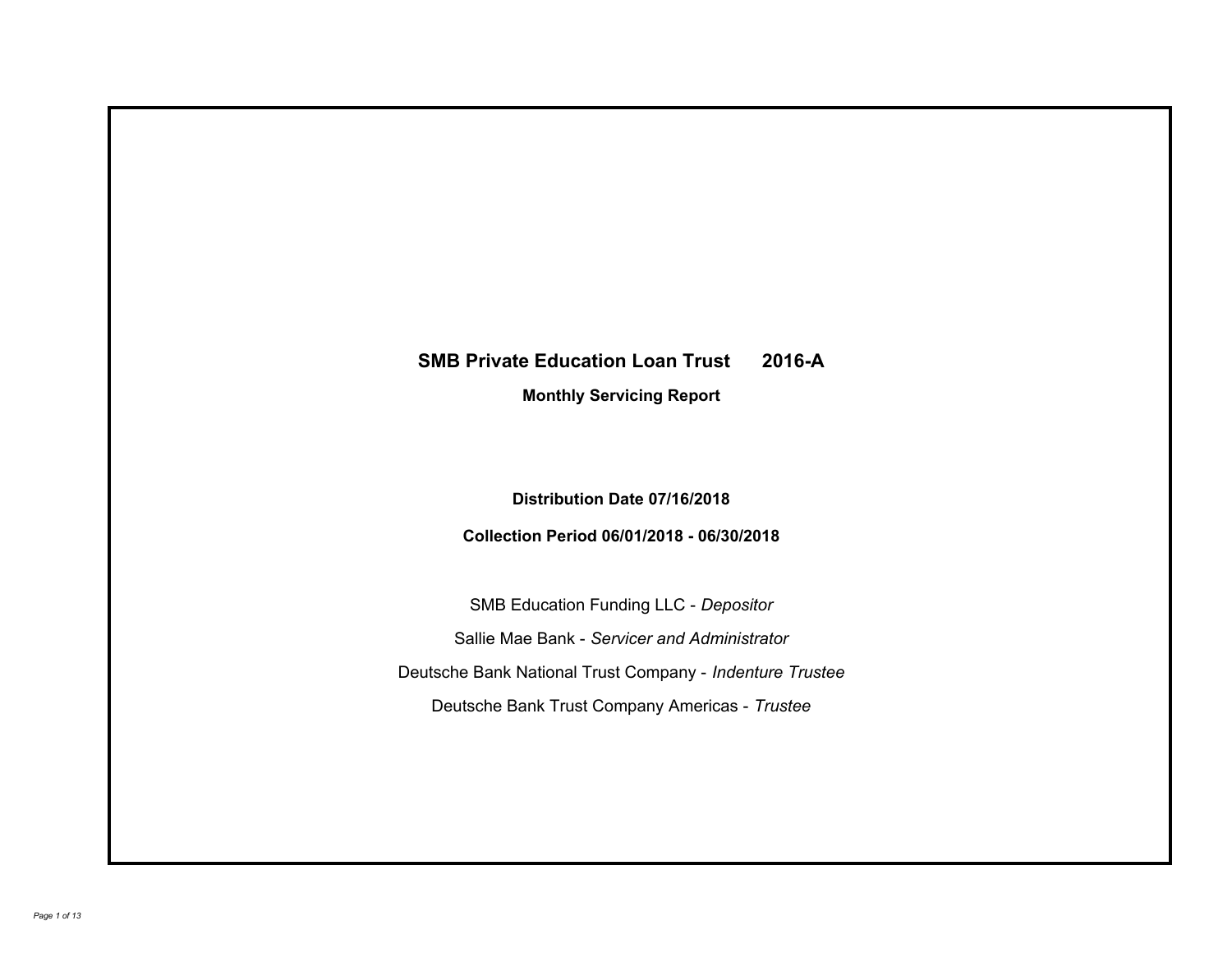# SMB Private Education Loan Trust 2016-A

**Monthly Servicing Report**

**Distribution Date 07/16/2018**

**Collection Period 06/01/2018 - 06/30/2018**

SMB Education Funding LLC - *Depositor*

Sallie Mae Bank - *Servicer and Administrator*

Deutsche Bank National Trust Company - *Indenture Trustee*

Deutsche Bank Trust Company Americas - *Trustee*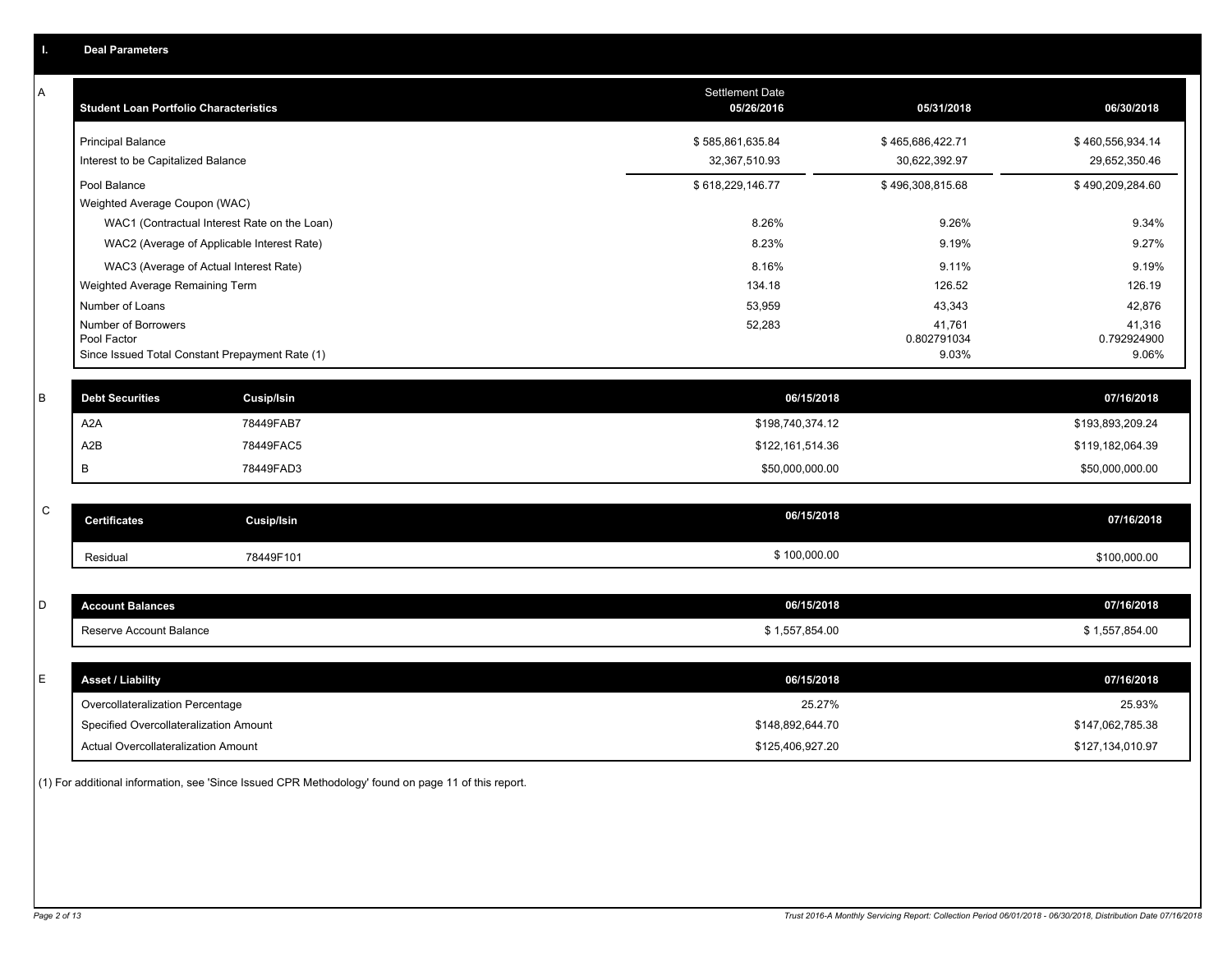## I. Deal Parameters

### A

| Student Loan Portfolio Characteristics | Settlement Date 05/26/2016 | 05/31/2018 | 06/30/2018 |
|---|---|---|---|
| Principal Balance | $ 585,861,635.84 | $ 465,686,422.71 | $ 460,556,934.14 |
| Interest to be Capitalized Balance | 32,367,510.93 | 30,622,392.97 | 29,652,350.46 |
| Pool Balance | $ 618,229,146.77 | $ 496,308,815.68 | $ 490,209,284.60 |
| Weighted Average Coupon (WAC) | | | |
| WAC1 (Contractual Interest Rate on the Loan) | 8.26% | 9.26% | 9.34% |
| WAC2 (Average of Applicable Interest Rate) | 8.23% | 9.19% | 9.27% |
| WAC3 (Average of Actual Interest Rate) | 8.16% | 9.11% | 9.19% |
| Weighted Average Remaining Term | 134.18 | 126.52 | 126.19 |
| Number of Loans | 53,959 | 43,343 | 42,876 |
| Number of Borrowers | 52,283 | 41,761 | 41,316 |
| Pool Factor | | 0.802791034 | 0.792924900 |
| Since Issued Total Constant Prepayment Rate (1) | | 9.03% | 9.06% |

### B

| Debt Securities | Cusip/Isin | 06/15/2018 | 07/16/2018 |
|---|---|---|---|
| A2A | 78449FAB7 | $198,740,374.12 | $193,893,209.24 |
| A2B | 78449FAC5 | $122,161,514.36 | $119,182,064.39 |
| B | 78449FAD3 | $50,000,000.00 | $50,000,000.00 |

### C

| Certificates | Cusip/Isin | 06/15/2018 | 07/16/2018 |
|---|---|---|---|
| Residual | 78449F101 | $ 100,000.00 | $100,000.00 |

### D

| Account Balances | 06/15/2018 | 07/16/2018 |
|---|---|---|
| Reserve Account Balance | $ 1,557,854.00 | $ 1,557,854.00 |

### E

| Asset / Liability | 06/15/2018 | 07/16/2018 |
|---|---|---|
| Overcollateralization Percentage | 25.27% | 25.93% |
| Specified Overcollateralization Amount | $148,892,644.70 | $147,062,785.38 |
| Actual Overcollateralization Amount | $125,406,927.20 | $127,134,010.97 |

(1) For additional information, see 'Since Issued CPR Methodology' found on page 11 of this report.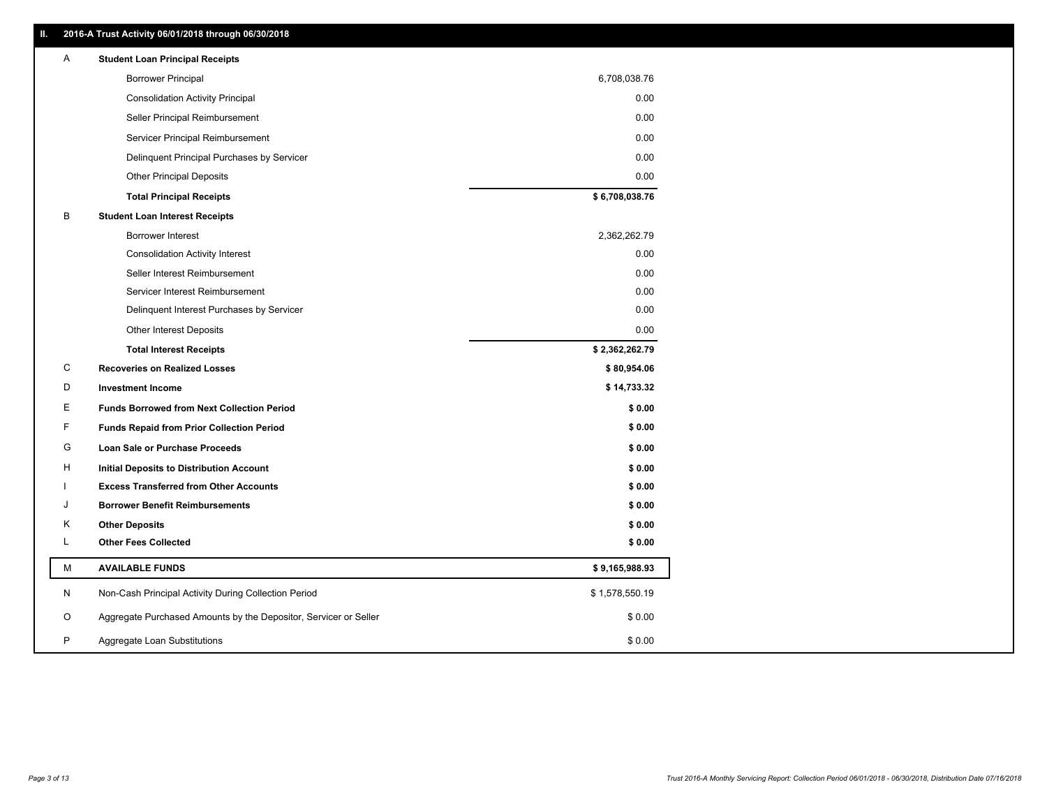## II. 2016-A Trust Activity 06/01/2018 through 06/30/2018

| | | |
|---|---|---|
| A | **Student Loan Principal Receipts** | |
| | Borrower Principal | 6,708,038.76 |
| | Consolidation Activity Principal | 0.00 |
| | Seller Principal Reimbursement | 0.00 |
| | Servicer Principal Reimbursement | 0.00 |
| | Delinquent Principal Purchases by Servicer | 0.00 |
| | Other Principal Deposits | 0.00 |
| | **Total Principal Receipts** | **$ 6,708,038.76** |
| B | **Student Loan Interest Receipts** | |
| | Borrower Interest | 2,362,262.79 |
| | Consolidation Activity Interest | 0.00 |
| | Seller Interest Reimbursement | 0.00 |
| | Servicer Interest Reimbursement | 0.00 |
| | Delinquent Interest Purchases by Servicer | 0.00 |
| | Other Interest Deposits | 0.00 |
| | **Total Interest Receipts** | **$ 2,362,262.79** |
| C | **Recoveries on Realized Losses** | **$ 80,954.06** |
| D | **Investment Income** | **$ 14,733.32** |
| E | **Funds Borrowed from Next Collection Period** | **$ 0.00** |
| F | **Funds Repaid from Prior Collection Period** | **$ 0.00** |
| G | **Loan Sale or Purchase Proceeds** | **$ 0.00** |
| H | **Initial Deposits to Distribution Account** | **$ 0.00** |
| I | **Excess Transferred from Other Accounts** | **$ 0.00** |
| J | **Borrower Benefit Reimbursements** | **$ 0.00** |
| K | **Other Deposits** | **$ 0.00** |
| L | **Other Fees Collected** | **$ 0.00** |
| M | **AVAILABLE FUNDS** | **$ 9,165,988.93** |
| N | Non-Cash Principal Activity During Collection Period | $ 1,578,550.19 |
| O | Aggregate Purchased Amounts by the Depositor, Servicer or Seller | $ 0.00 |
| P | Aggregate Loan Substitutions | $ 0.00 |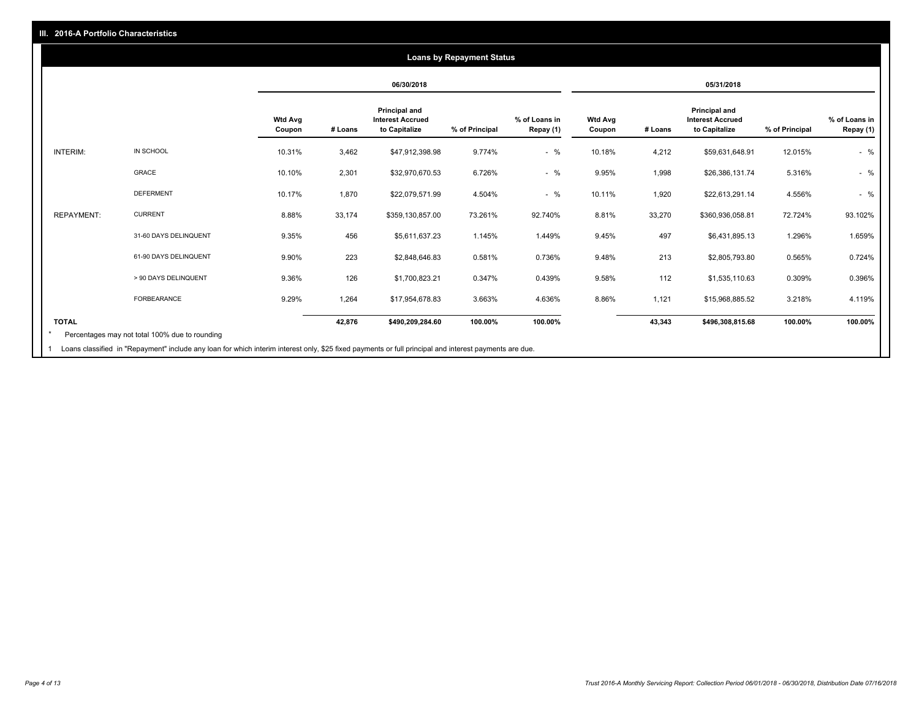## III. 2016-A Portfolio Characteristics

### Loans by Repayment Status

| | | 06/30/2018 | | | | | 05/31/2018 | | | | |
|---|---|---|---|---|---|---|---|---|---|---|---|
| | | Wtd Avg Coupon | # Loans | Principal and Interest Accrued to Capitalize | % of Principal | % of Loans in Repay (1) | Wtd Avg Coupon | # Loans | Principal and Interest Accrued to Capitalize | % of Principal | % of Loans in Repay (1) |
| INTERIM: | IN SCHOOL | 10.31% | 3,462 | $47,912,398.98 | 9.774% | - % | 10.18% | 4,212 | $59,631,648.91 | 12.015% | - % |
| | GRACE | 10.10% | 2,301 | $32,970,670.53 | 6.726% | - % | 9.95% | 1,998 | $26,386,131.74 | 5.316% | - % |
| | DEFERMENT | 10.17% | 1,870 | $22,079,571.99 | 4.504% | - % | 10.11% | 1,920 | $22,613,291.14 | 4.556% | - % |
| REPAYMENT: | CURRENT | 8.88% | 33,174 | $359,130,857.00 | 73.261% | 92.740% | 8.81% | 33,270 | $360,936,058.81 | 72.724% | 93.102% |
| | 31-60 DAYS DELINQUENT | 9.35% | 456 | $5,611,637.23 | 1.145% | 1.449% | 9.45% | 497 | $6,431,895.13 | 1.296% | 1.659% |
| | 61-90 DAYS DELINQUENT | 9.90% | 223 | $2,848,646.83 | 0.581% | 0.736% | 9.48% | 213 | $2,805,793.80 | 0.565% | 0.724% |
| | > 90 DAYS DELINQUENT | 9.36% | 126 | $1,700,823.21 | 0.347% | 0.439% | 9.58% | 112 | $1,535,110.63 | 0.309% | 0.396% |
| | FORBEARANCE | 9.29% | 1,264 | $17,954,678.83 | 3.663% | 4.636% | 8.86% | 1,121 | $15,968,885.52 | 3.218% | 4.119% |
| **TOTAL** | | | **42,876** | **$490,209,284.60** | **100.00%** | **100.00%** | | **43,343** | **$496,308,815.68** | **100.00%** | **100.00%** |

* Percentages may not total 100% due to rounding

1 Loans classified in "Repayment" include any loan for which interim interest only, $25 fixed payments or full principal and interest payments are due.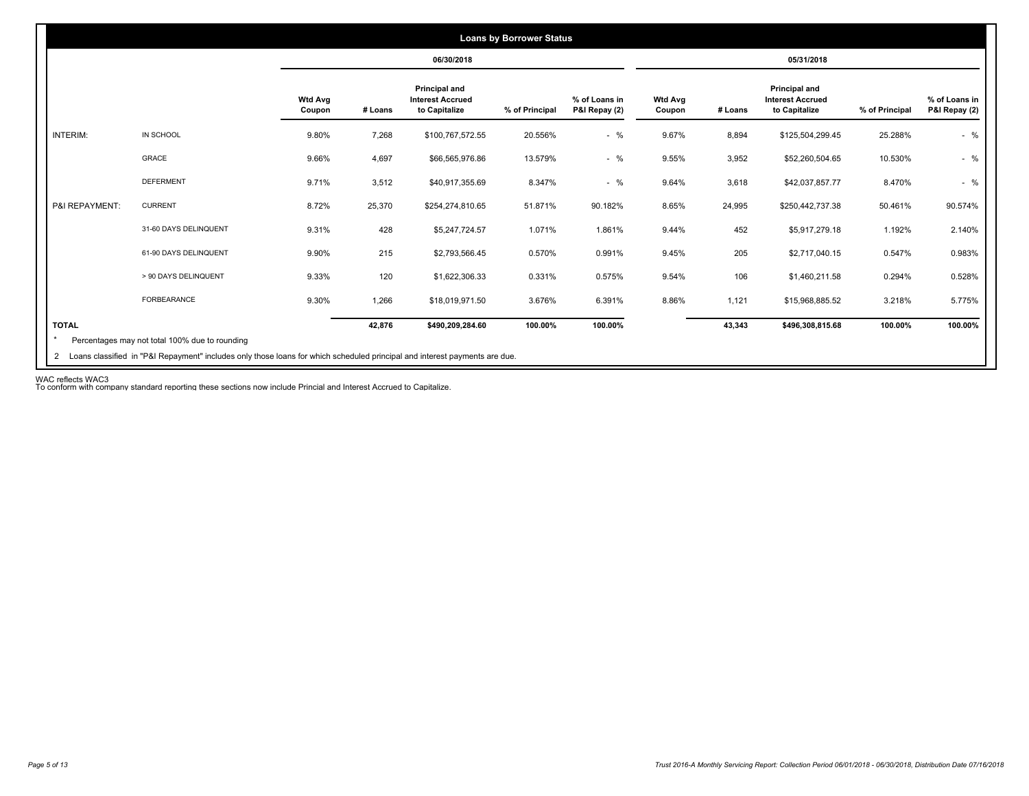## Loans by Borrower Status

| | | 06/30/2018 | | | | | 05/31/2018 | | | | |
|---|---|---|---|---|---|---|---|---|---|---|---|
| | | Wtd Avg Coupon | # Loans | Principal and Interest Accrued to Capitalize | % of Principal | % of Loans in P&I Repay (2) | Wtd Avg Coupon | # Loans | Principal and Interest Accrued to Capitalize | % of Principal | % of Loans in P&I Repay (2) |
| INTERIM: | IN SCHOOL | 9.80% | 7,268 | $100,767,572.55 | 20.556% | - % | 9.67% | 8,894 | $125,504,299.45 | 25.288% | - % |
| | GRACE | 9.66% | 4,697 | $66,565,976.86 | 13.579% | - % | 9.55% | 3,952 | $52,260,504.65 | 10.530% | - % |
| | DEFERMENT | 9.71% | 3,512 | $40,917,355.69 | 8.347% | - % | 9.64% | 3,618 | $42,037,857.77 | 8.470% | - % |
| P&I REPAYMENT: | CURRENT | 8.72% | 25,370 | $254,274,810.65 | 51.871% | 90.182% | 8.65% | 24,995 | $250,442,737.38 | 50.461% | 90.574% |
| | 31-60 DAYS DELINQUENT | 9.31% | 428 | $5,247,724.57 | 1.071% | 1.861% | 9.44% | 452 | $5,917,279.18 | 1.192% | 2.140% |
| | 61-90 DAYS DELINQUENT | 9.90% | 215 | $2,793,566.45 | 0.570% | 0.991% | 9.45% | 205 | $2,717,040.15 | 0.547% | 0.983% |
| | > 90 DAYS DELINQUENT | 9.33% | 120 | $1,622,306.33 | 0.331% | 0.575% | 9.54% | 106 | $1,460,211.58 | 0.294% | 0.528% |
| | FORBEARANCE | 9.30% | 1,266 | $18,019,971.50 | 3.676% | 6.391% | 8.86% | 1,121 | $15,968,885.52 | 3.218% | 5.775% |
| **TOTAL** | | | **42,876** | **$490,209,284.60** | **100.00%** | **100.00%** | | **43,343** | **$496,308,815.68** | **100.00%** | **100.00%** |

\* Percentages may not total 100% due to rounding

2 Loans classified in "P&I Repayment" includes only those loans for which scheduled principal and interest payments are due.

WAC reflects WAC3

To conform with company standard reporting these sections now include Princial and Interest Accrued to Capitalize.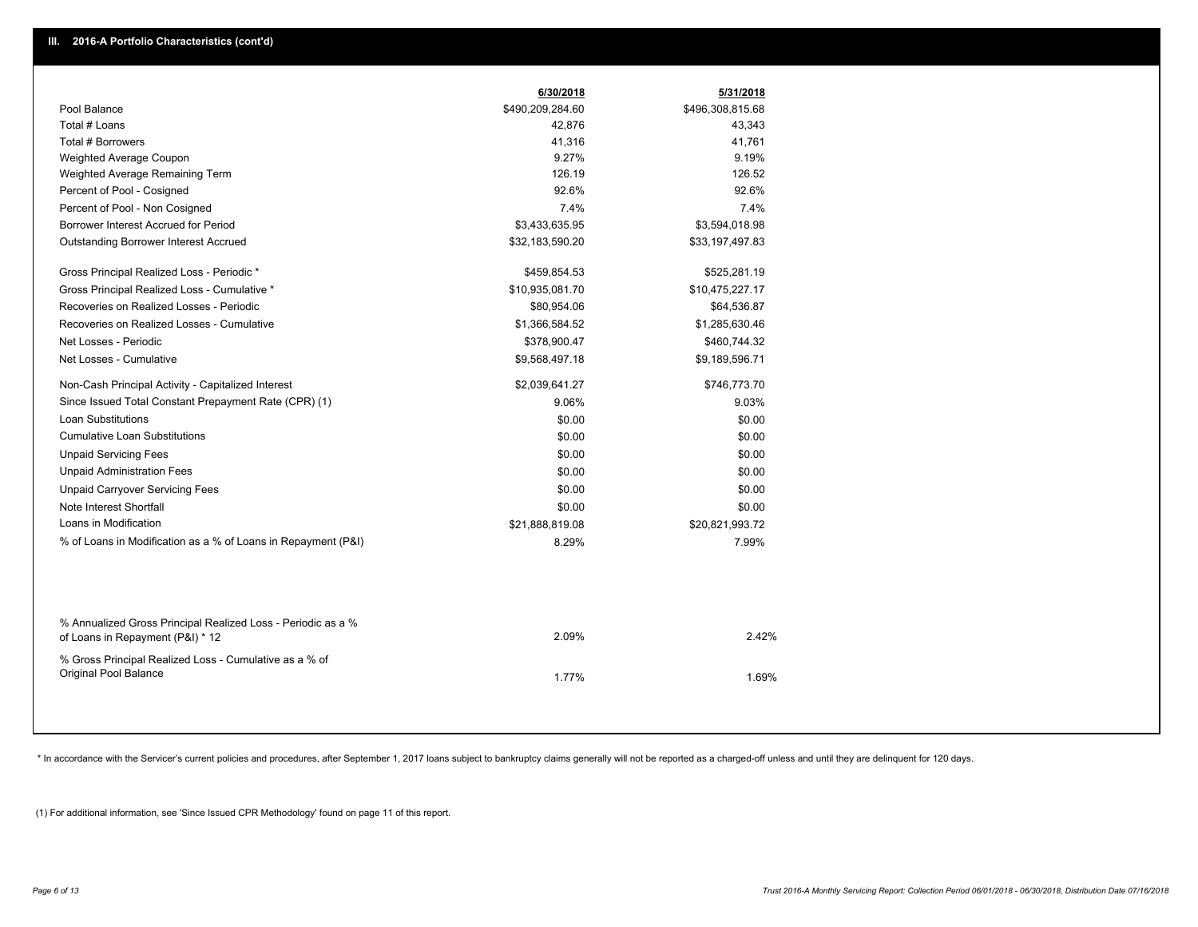## III. 2016-A Portfolio Characteristics (cont'd)

| | 6/30/2018 | 5/31/2018 |
|---|---|---|
| Pool Balance | $490,209,284.60 | $496,308,815.68 |
| Total # Loans | 42,876 | 43,343 |
| Total # Borrowers | 41,316 | 41,761 |
| Weighted Average Coupon | 9.27% | 9.19% |
| Weighted Average Remaining Term | 126.19 | 126.52 |
| Percent of Pool - Cosigned | 92.6% | 92.6% |
| Percent of Pool - Non Cosigned | 7.4% | 7.4% |
| Borrower Interest Accrued for Period | $3,433,635.95 | $3,594,018.98 |
| Outstanding Borrower Interest Accrued | $32,183,590.20 | $33,197,497.83 |
| Gross Principal Realized Loss - Periodic * | $459,854.53 | $525,281.19 |
| Gross Principal Realized Loss - Cumulative * | $10,935,081.70 | $10,475,227.17 |
| Recoveries on Realized Losses - Periodic | $80,954.06 | $64,536.87 |
| Recoveries on Realized Losses - Cumulative | $1,366,584.52 | $1,285,630.46 |
| Net Losses - Periodic | $378,900.47 | $460,744.32 |
| Net Losses - Cumulative | $9,568,497.18 | $9,189,596.71 |
| Non-Cash Principal Activity - Capitalized Interest | $2,039,641.27 | $746,773.70 |
| Since Issued Total Constant Prepayment Rate (CPR) (1) | 9.06% | 9.03% |
| Loan Substitutions | $0.00 | $0.00 |
| Cumulative Loan Substitutions | $0.00 | $0.00 |
| Unpaid Servicing Fees | $0.00 | $0.00 |
| Unpaid Administration Fees | $0.00 | $0.00 |
| Unpaid Carryover Servicing Fees | $0.00 | $0.00 |
| Note Interest Shortfall | $0.00 | $0.00 |
| Loans in Modification | $21,888,819.08 | $20,821,993.72 |
| % of Loans in Modification as a % of Loans in Repayment (P&I) | 8.29% | 7.99% |
| % Annualized Gross Principal Realized Loss - Periodic as a % of Loans in Repayment (P&I) * 12 | 2.09% | 2.42% |
| % Gross Principal Realized Loss - Cumulative as a % of Original Pool Balance | 1.77% | 1.69% |

* In accordance with the Servicer's current policies and procedures, after September 1, 2017 loans subject to bankruptcy claims generally will not be reported as a charged-off unless and until they are delinquent for 120 days.

(1) For additional information, see 'Since Issued CPR Methodology' found on page 11 of this report.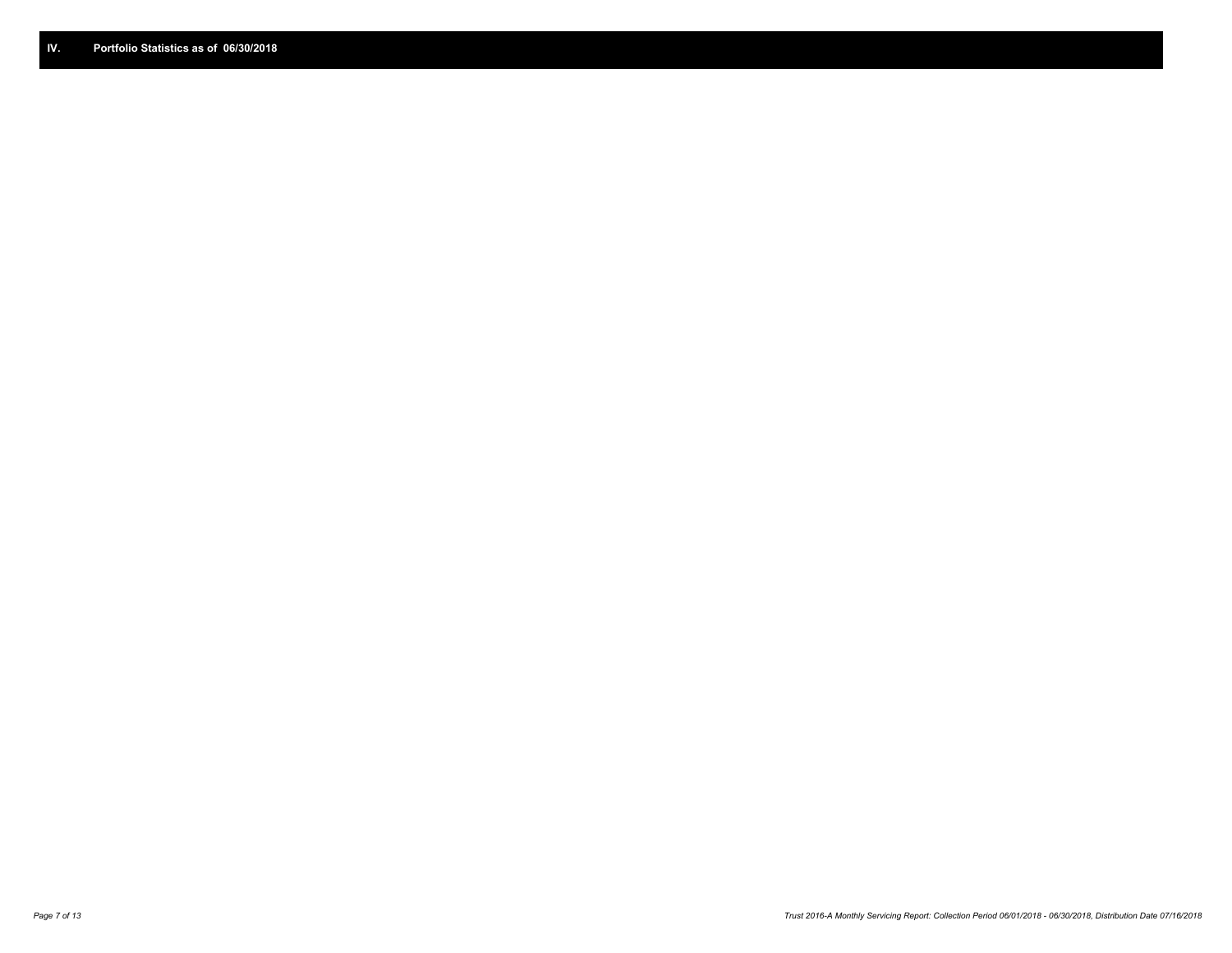## IV. Portfolio Statistics as of 06/30/2018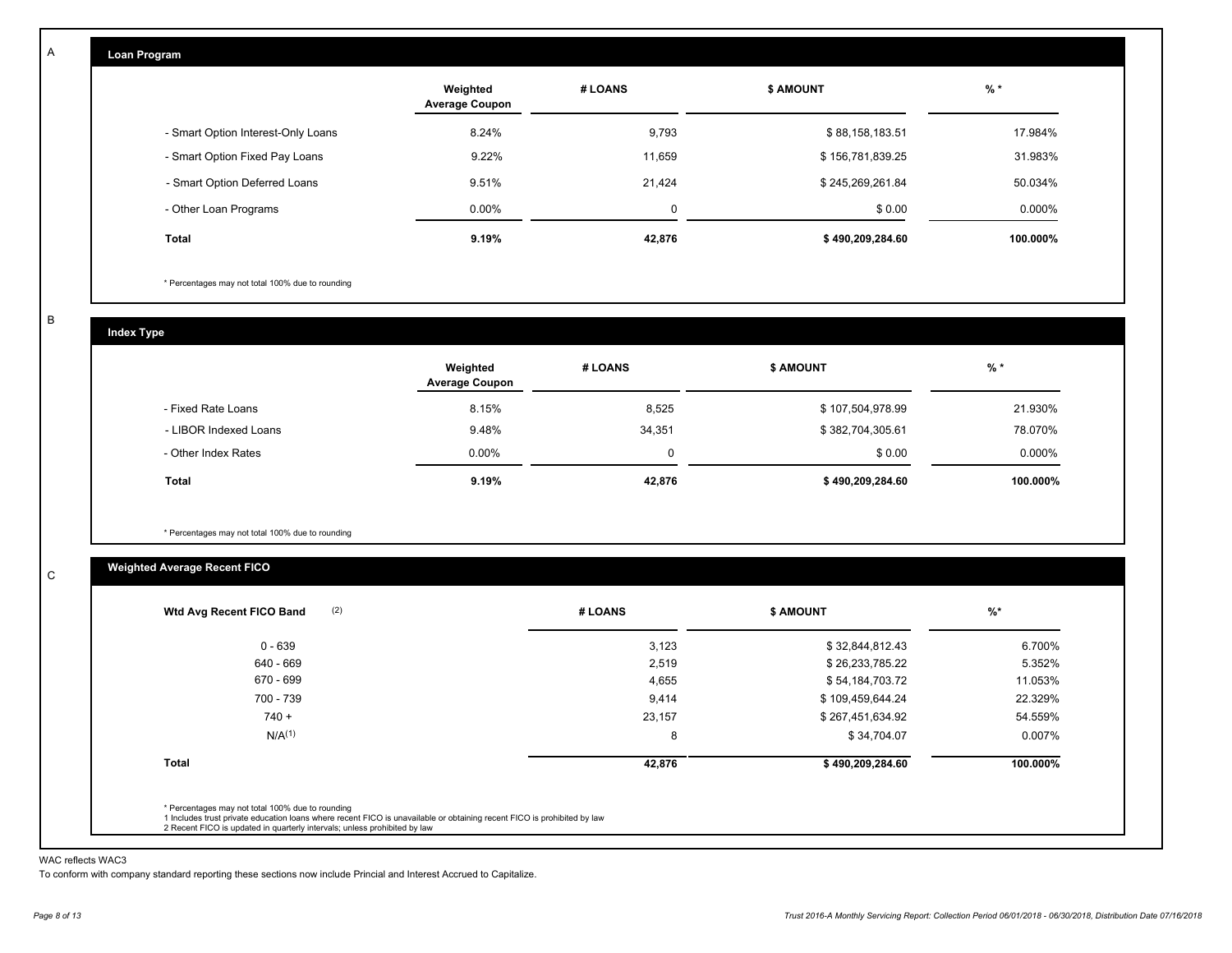A

## Loan Program

| | Weighted Average Coupon | # LOANS | $ AMOUNT | % * |
|---|---|---|---|---|
| - Smart Option Interest-Only Loans | 8.24% | 9,793 | $ 88,158,183.51 | 17.984% |
| - Smart Option Fixed Pay Loans | 9.22% | 11,659 | $ 156,781,839.25 | 31.983% |
| - Smart Option Deferred Loans | 9.51% | 21,424 | $ 245,269,261.84 | 50.034% |
| - Other Loan Programs | 0.00% | 0 | $ 0.00 | 0.000% |
| **Total** | **9.19%** | **42,876** | **$ 490,209,284.60** | **100.000%** |

\* Percentages may not total 100% due to rounding

B

## Index Type

| | Weighted Average Coupon | # LOANS | $ AMOUNT | % * |
|---|---|---|---|---|
| - Fixed Rate Loans | 8.15% | 8,525 | $ 107,504,978.99 | 21.930% |
| - LIBOR Indexed Loans | 9.48% | 34,351 | $ 382,704,305.61 | 78.070% |
| - Other Index Rates | 0.00% | 0 | $ 0.00 | 0.000% |
| **Total** | **9.19%** | **42,876** | **$ 490,209,284.60** | **100.000%** |

\* Percentages may not total 100% due to rounding

C

## Weighted Average Recent FICO

| Wtd Avg Recent FICO Band (2) | # LOANS | $ AMOUNT | %* |
|---|---|---|---|
| 0 - 639 | 3,123 | $ 32,844,812.43 | 6.700% |
| 640 - 669 | 2,519 | $ 26,233,785.22 | 5.352% |
| 670 - 699 | 4,655 | $ 54,184,703.72 | 11.053% |
| 700 - 739 | 9,414 | $ 109,459,644.24 | 22.329% |
| 740 + | 23,157 | $ 267,451,634.92 | 54.559% |
| N/A(1) | 8 | $ 34,704.07 | 0.007% |
| **Total** | **42,876** | **$ 490,209,284.60** | **100.000%** |

\* Percentages may not total 100% due to rounding

1 Includes trust private education loans where recent FICO is unavailable or obtaining recent FICO is prohibited by law

2 Recent FICO is updated in quarterly intervals; unless prohibited by law

WAC reflects WAC3

To conform with company standard reporting these sections now include Princial and Interest Accrued to Capitalize.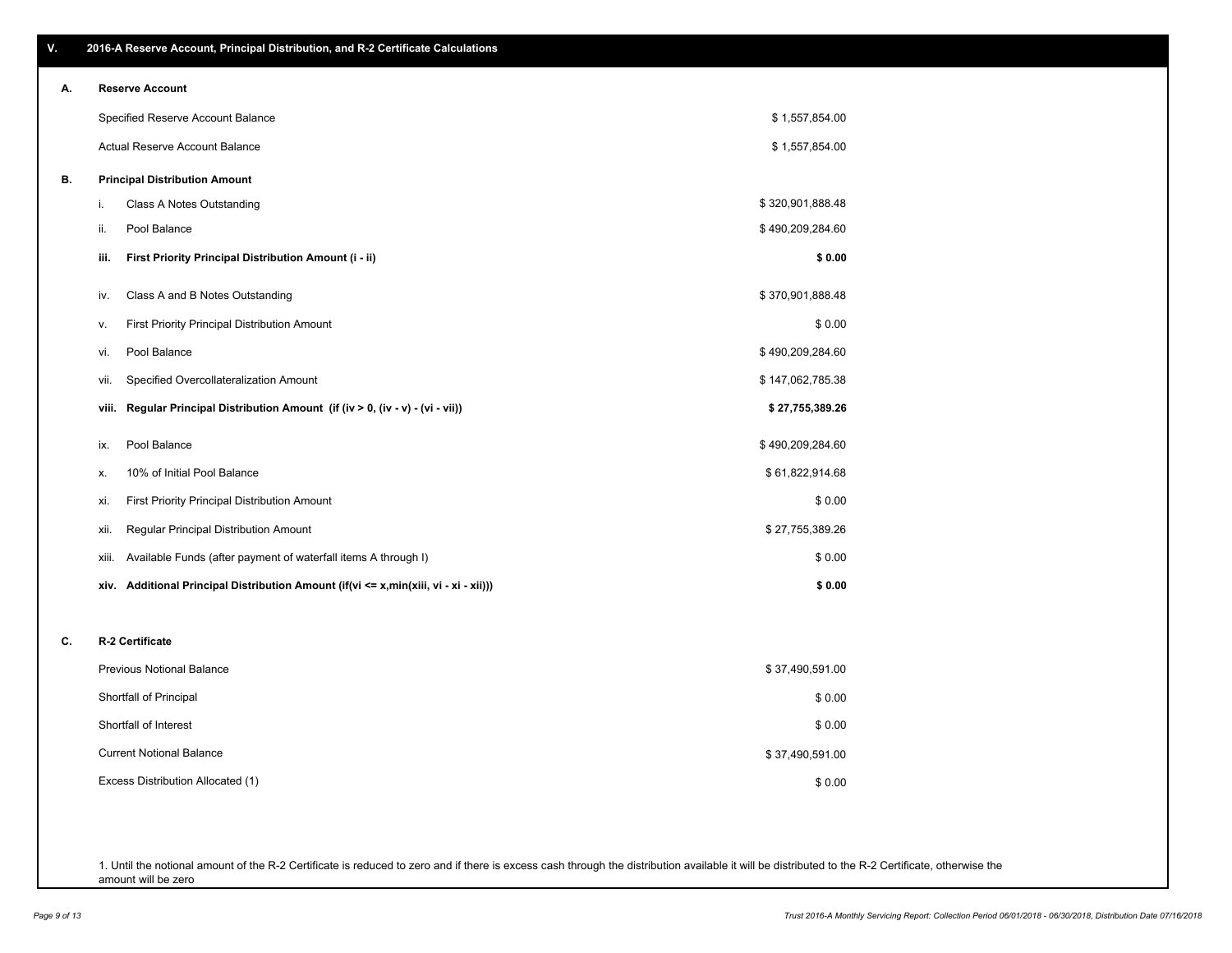## V. 2016-A Reserve Account, Principal Distribution, and R-2 Certificate Calculations

### A. Reserve Account

| | |
|---|---|
| Specified Reserve Account Balance | $ 1,557,854.00 |
| Actual Reserve Account Balance | $ 1,557,854.00 |

### B. Principal Distribution Amount

| | | |
|---|---|---|
| i. | Class A Notes Outstanding | $ 320,901,888.48 |
| ii. | Pool Balance | $ 490,209,284.60 |
| **iii.** | **First Priority Principal Distribution Amount (i - ii)** | **$ 0.00** |
| iv. | Class A and B Notes Outstanding | $ 370,901,888.48 |
| v. | First Priority Principal Distribution Amount | $ 0.00 |
| vi. | Pool Balance | $ 490,209,284.60 |
| vii. | Specified Overcollateralization Amount | $ 147,062,785.38 |
| **viii.** | **Regular Principal Distribution Amount (if (iv > 0, (iv - v) - (vi - vii))** | **$ 27,755,389.26** |
| ix. | Pool Balance | $ 490,209,284.60 |
| x. | 10% of Initial Pool Balance | $ 61,822,914.68 |
| xi. | First Priority Principal Distribution Amount | $ 0.00 |
| xii. | Regular Principal Distribution Amount | $ 27,755,389.26 |
| xiii. | Available Funds (after payment of waterfall items A through I) | $ 0.00 |
| **xiv.** | **Additional Principal Distribution Amount (if(vi <= x,min(xiii, vi - xi - xii)))** | **$ 0.00** |

### C. R-2 Certificate

| | |
|---|---|
| Previous Notional Balance | $ 37,490,591.00 |
| Shortfall of Principal | $ 0.00 |
| Shortfall of Interest | $ 0.00 |
| Current Notional Balance | $ 37,490,591.00 |
| Excess Distribution Allocated (1) | $ 0.00 |

1. Until the notional amount of the R-2 Certificate is reduced to zero and if there is excess cash through the distribution available it will be distributed to the R-2 Certificate, otherwise the amount will be zero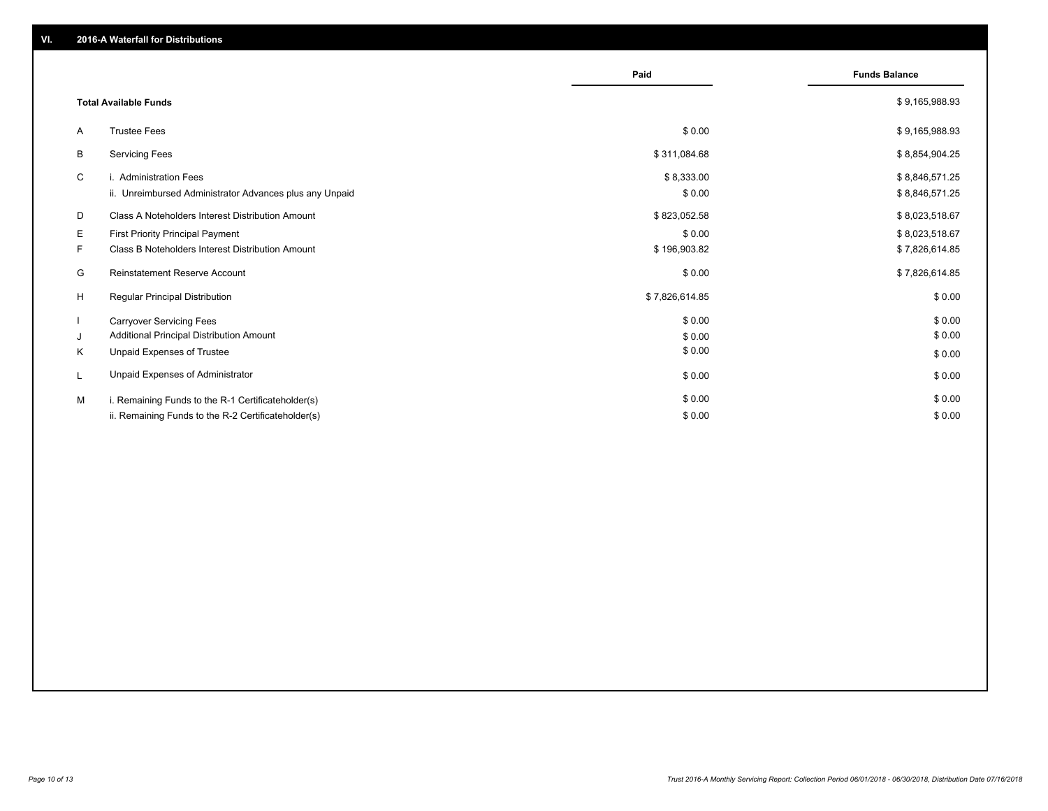## VI. 2016-A Waterfall for Distributions

| | | Paid | Funds Balance |
|---|---|---|---|
| | **Total Available Funds** | | $ 9,165,988.93 |
| A | Trustee Fees | $ 0.00 | $ 9,165,988.93 |
| B | Servicing Fees | $ 311,084.68 | $ 8,854,904.25 |
| C | i. Administration Fees | $ 8,333.00 | $ 8,846,571.25 |
| | ii. Unreimbursed Administrator Advances plus any Unpaid | $ 0.00 | $ 8,846,571.25 |
| D | Class A Noteholders Interest Distribution Amount | $ 823,052.58 | $ 8,023,518.67 |
| E | First Priority Principal Payment | $ 0.00 | $ 8,023,518.67 |
| F | Class B Noteholders Interest Distribution Amount | $ 196,903.82 | $ 7,826,614.85 |
| G | Reinstatement Reserve Account | $ 0.00 | $ 7,826,614.85 |
| H | Regular Principal Distribution | $ 7,826,614.85 | $ 0.00 |
| I | Carryover Servicing Fees | $ 0.00 | $ 0.00 |
| J | Additional Principal Distribution Amount | $ 0.00 | $ 0.00 |
| K | Unpaid Expenses of Trustee | $ 0.00 | $ 0.00 |
| L | Unpaid Expenses of Administrator | $ 0.00 | $ 0.00 |
| M | i. Remaining Funds to the R-1 Certificateholder(s) | $ 0.00 | $ 0.00 |
| | ii. Remaining Funds to the R-2 Certificateholder(s) | $ 0.00 | $ 0.00 |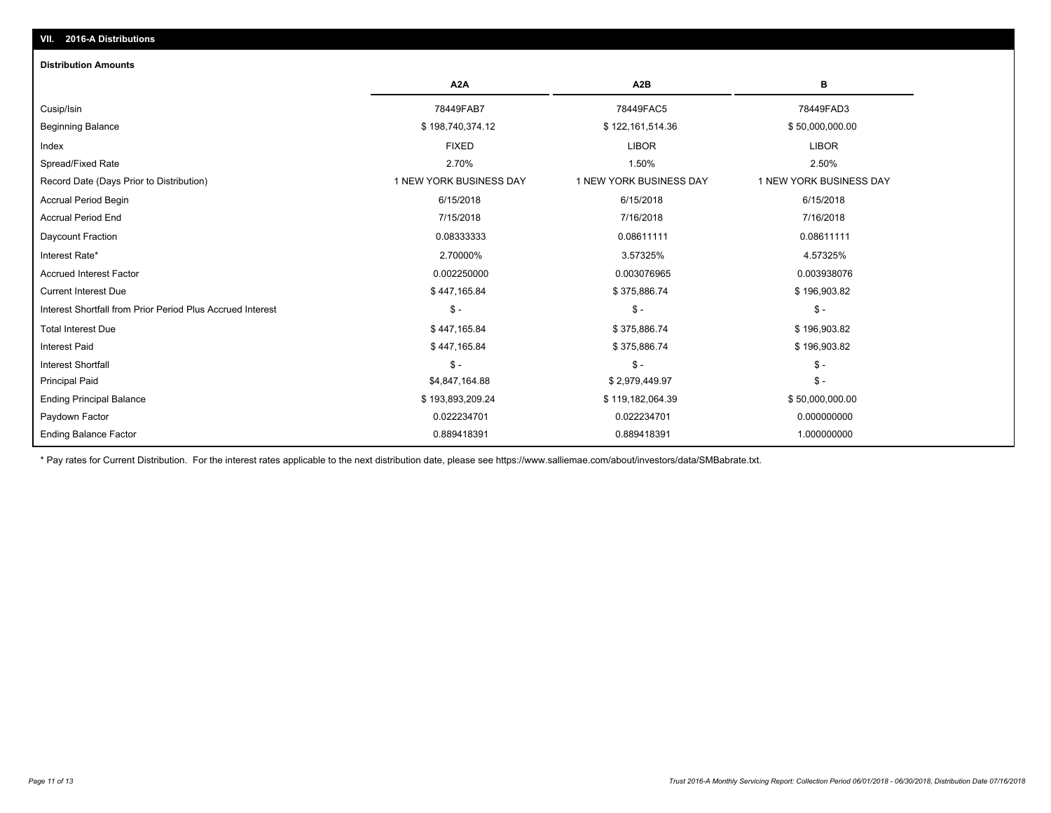## VII. 2016-A Distributions

### Distribution Amounts

| | A2A | A2B | B |
|---|---|---|---|
| Cusip/Isin | 78449FAB7 | 78449FAC5 | 78449FAD3 |
| Beginning Balance | $ 198,740,374.12 | $ 122,161,514.36 | $ 50,000,000.00 |
| Index | FIXED | LIBOR | LIBOR |
| Spread/Fixed Rate | 2.70% | 1.50% | 2.50% |
| Record Date (Days Prior to Distribution) | 1 NEW YORK BUSINESS DAY | 1 NEW YORK BUSINESS DAY | 1 NEW YORK BUSINESS DAY |
| Accrual Period Begin | 6/15/2018 | 6/15/2018 | 6/15/2018 |
| Accrual Period End | 7/15/2018 | 7/16/2018 | 7/16/2018 |
| Daycount Fraction | 0.08333333 | 0.08611111 | 0.08611111 |
| Interest Rate* | 2.70000% | 3.57325% | 4.57325% |
| Accrued Interest Factor | 0.002250000 | 0.003076965 | 0.003938076 |
| Current Interest Due | $ 447,165.84 | $ 375,886.74 | $ 196,903.82 |
| Interest Shortfall from Prior Period Plus Accrued Interest | $ - | $ - | $ - |
| Total Interest Due | $ 447,165.84 | $ 375,886.74 | $ 196,903.82 |
| Interest Paid | $ 447,165.84 | $ 375,886.74 | $ 196,903.82 |
| Interest Shortfall | $ - | $ - | $ - |
| Principal Paid | $4,847,164.88 | $ 2,979,449.97 | $ - |
| Ending Principal Balance | $ 193,893,209.24 | $ 119,182,064.39 | $ 50,000,000.00 |
| Paydown Factor | 0.022234701 | 0.022234701 | 0.000000000 |
| Ending Balance Factor | 0.889418391 | 0.889418391 | 1.000000000 |

* Pay rates for Current Distribution. For the interest rates applicable to the next distribution date, please see https://www.salliemae.com/about/investors/data/SMBabrate.txt.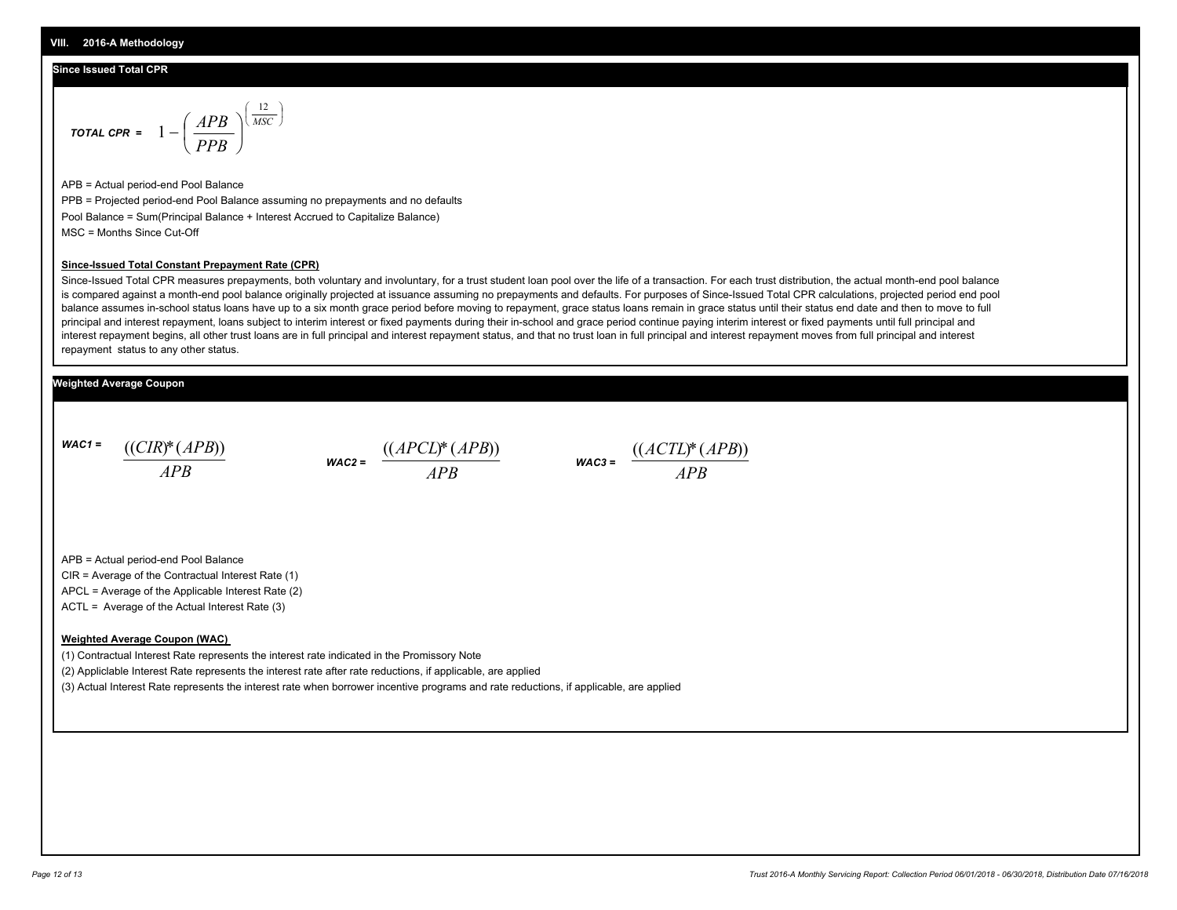## VIII. 2016-A Methodology

### Since Issued Total CPR

$$\textbf{\textit{TOTAL CPR}} = 1 - \left( \frac{APB}{PPB} \right)^{\left( \frac{12}{MSC} \right)}$$

APB = Actual period-end Pool Balance

PPB = Projected period-end Pool Balance assuming no prepayments and no defaults

Pool Balance = Sum(Principal Balance + Interest Accrued to Capitalize Balance)

MSC = Months Since Cut-Off

**Since-Issued Total Constant Prepayment Rate (CPR)**

Since-Issued Total CPR measures prepayments, both voluntary and involuntary, for a trust student loan pool over the life of a transaction. For each trust distribution, the actual month-end pool balance is compared against a month-end pool balance originally projected at issuance assuming no prepayments and defaults. For purposes of Since-Issued Total CPR calculations, projected period end pool balance assumes in-school status loans have up to a six month grace period before moving to repayment, grace status loans remain in grace status until their status end date and then to move to full principal and interest repayment, loans subject to interim interest or fixed payments during their in-school and grace period continue paying interim interest or fixed payments until full principal and interest repayment begins, all other trust loans are in full principal and interest repayment status, and that no trust loan in full principal and interest repayment moves from full principal and interest repayment status to any other status.

### Weighted Average Coupon

$$\textbf{\textit{WAC1}} = \frac{((CIR)*(APB))}{APB} \qquad \textbf{\textit{WAC2}} = \frac{((APCL)*(APB))}{APB} \qquad \textbf{\textit{WAC3}} = \frac{((ACTL)*(APB))}{APB}$$

APB = Actual period-end Pool Balance

CIR = Average of the Contractual Interest Rate (1)

APCL = Average of the Applicable Interest Rate (2)

ACTL = Average of the Actual Interest Rate (3)

**Weighted Average Coupon (WAC)**

(1) Contractual Interest Rate represents the interest rate indicated in the Promissory Note

(2) Appliclable Interest Rate represents the interest rate after rate reductions, if applicable, are applied

(3) Actual Interest Rate represents the interest rate when borrower incentive programs and rate reductions, if applicable, are applied